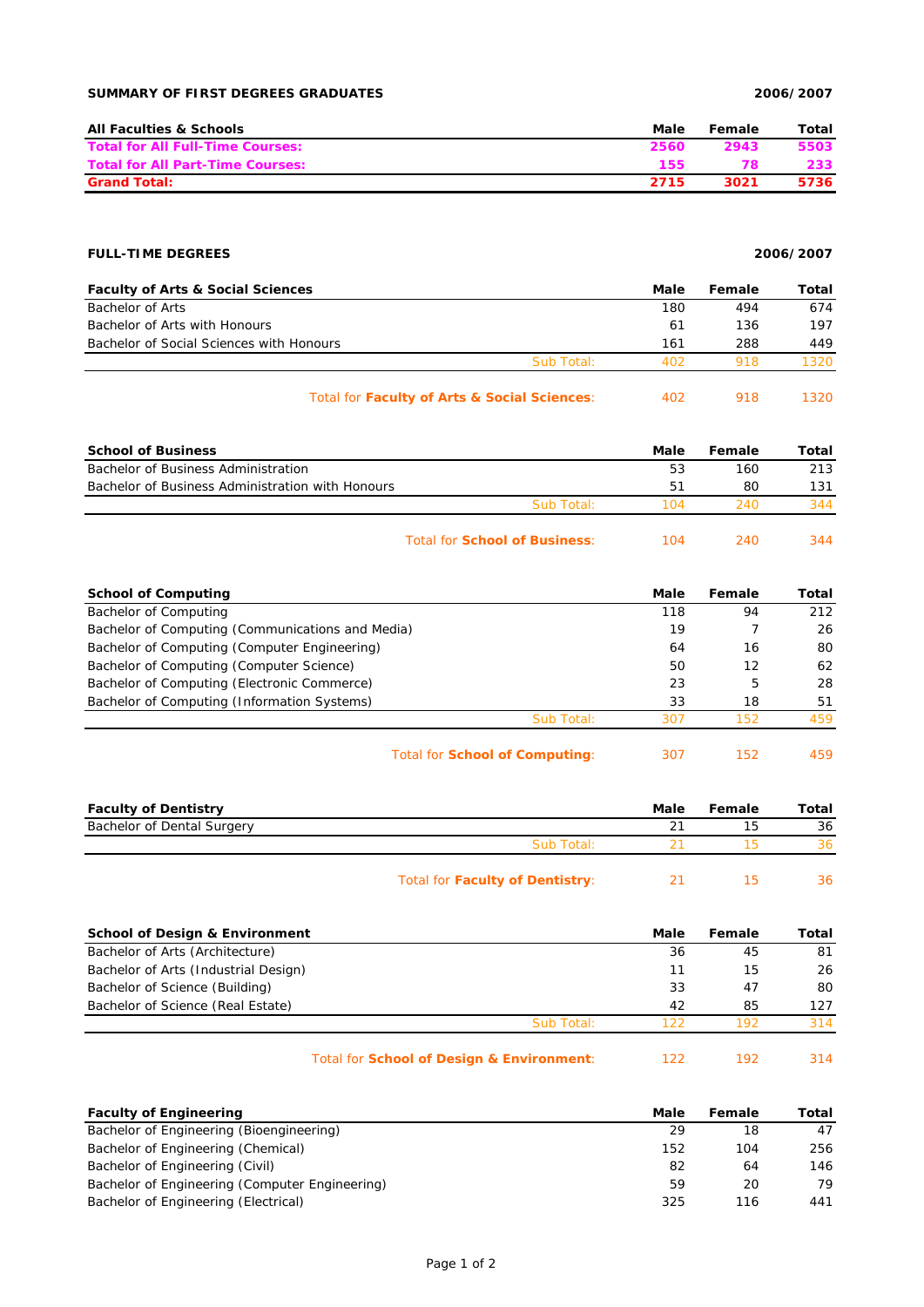**SUMMARY OF FIRST DEGREES GRADUATES** **2006/2007**

| All Faculties & Schools | Male | Female | Total |
|---|---|---|---|
| **Total for All Full-Time Courses:** | **2560** | **2943** | **5503** |
| **Total for All Part-Time Courses:** | **155** | **78** | **233** |
| **Grand Total:** | **2715** | **3021** | **5736** |

**FULL-TIME DEGREES** **2006/2007**

| Faculty of Arts & Social Sciences | Male | Female | Total |
|---|---|---|---|
| Bachelor of Arts | 180 | 494 | 674 |
| Bachelor of Arts with Honours | 61 | 136 | 197 |
| Bachelor of Social Sciences with Honours | 161 | 288 | 449 |
| Sub Total: | 402 | 918 | 1320 |
| Total for **Faculty of Arts & Social Sciences**: | 402 | 918 | 1320 |

| School of Business | Male | Female | Total |
|---|---|---|---|
| Bachelor of Business Administration | 53 | 160 | 213 |
| Bachelor of Business Administration with Honours | 51 | 80 | 131 |
| Sub Total: | 104 | 240 | 344 |
| Total for **School of Business**: | 104 | 240 | 344 |

| School of Computing | Male | Female | Total |
|---|---|---|---|
| Bachelor of Computing | 118 | 94 | 212 |
| Bachelor of Computing (Communications and Media) | 19 | 7 | 26 |
| Bachelor of Computing (Computer Engineering) | 64 | 16 | 80 |
| Bachelor of Computing (Computer Science) | 50 | 12 | 62 |
| Bachelor of Computing (Electronic Commerce) | 23 | 5 | 28 |
| Bachelor of Computing (Information Systems) | 33 | 18 | 51 |
| Sub Total: | 307 | 152 | 459 |
| Total for **School of Computing**: | 307 | 152 | 459 |

| Faculty of Dentistry | Male | Female | Total |
|---|---|---|---|
| Bachelor of Dental Surgery | 21 | 15 | 36 |
| Sub Total: | 21 | 15 | 36 |
| Total for **Faculty of Dentistry**: | 21 | 15 | 36 |

| School of Design & Environment | Male | Female | Total |
|---|---|---|---|
| Bachelor of Arts (Architecture) | 36 | 45 | 81 |
| Bachelor of Arts (Industrial Design) | 11 | 15 | 26 |
| Bachelor of Science (Building) | 33 | 47 | 80 |
| Bachelor of Science (Real Estate) | 42 | 85 | 127 |
| Sub Total: | 122 | 192 | 314 |
| Total for **School of Design & Environment**: | 122 | 192 | 314 |

| Faculty of Engineering | Male | Female | Total |
|---|---|---|---|
| Bachelor of Engineering (Bioengineering) | 29 | 18 | 47 |
| Bachelor of Engineering (Chemical) | 152 | 104 | 256 |
| Bachelor of Engineering (Civil) | 82 | 64 | 146 |
| Bachelor of Engineering (Computer Engineering) | 59 | 20 | 79 |
| Bachelor of Engineering (Electrical) | 325 | 116 | 441 |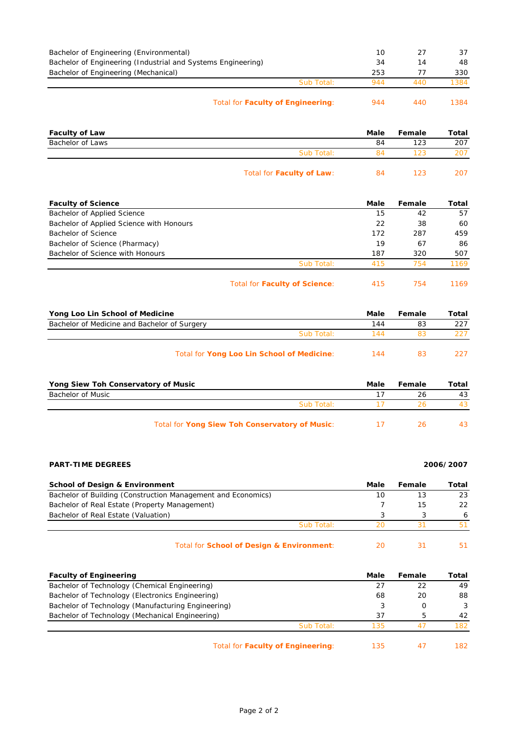| | Male | Female | Total |
|---|---|---|---|
| Bachelor of Engineering (Environmental) | 10 | 27 | 37 |
| Bachelor of Engineering (Industrial and Systems Engineering) | 34 | 14 | 48 |
| Bachelor of Engineering (Mechanical) | 253 | 77 | 330 |
| Sub Total: | 944 | 440 | 1384 |

Total for **Faculty of Engineering**: 944 | 440 | 1384

| Faculty of Law | Male | Female | Total |
|---|---|---|---|
| Bachelor of Laws | 84 | 123 | 207 |
| Sub Total: | 84 | 123 | 207 |

Total for **Faculty of Law**: 84 | 123 | 207

| Faculty of Science | Male | Female | Total |
|---|---|---|---|
| Bachelor of Applied Science | 15 | 42 | 57 |
| Bachelor of Applied Science with Honours | 22 | 38 | 60 |
| Bachelor of Science | 172 | 287 | 459 |
| Bachelor of Science (Pharmacy) | 19 | 67 | 86 |
| Bachelor of Science with Honours | 187 | 320 | 507 |
| Sub Total: | 415 | 754 | 1169 |

Total for **Faculty of Science**: 415 | 754 | 1169

| Yong Loo Lin School of Medicine | Male | Female | Total |
|---|---|---|---|
| Bachelor of Medicine and Bachelor of Surgery | 144 | 83 | 227 |
| Sub Total: | 144 | 83 | 227 |

Total for **Yong Loo Lin School of Medicine**: 144 | 83 | 227

| Yong Siew Toh Conservatory of Music | Male | Female | Total |
|---|---|---|---|
| Bachelor of Music | 17 | 26 | 43 |
| Sub Total: | 17 | 26 | 43 |

Total for **Yong Siew Toh Conservatory of Music**: 17 | 26 | 43

## PART-TIME DEGREES — 2006/2007

| School of Design & Environment | Male | Female | Total |
|---|---|---|---|
| Bachelor of Building (Construction Management and Economics) | 10 | 13 | 23 |
| Bachelor of Real Estate (Property Management) | 7 | 15 | 22 |
| Bachelor of Real Estate (Valuation) | 3 | 3 | 6 |
| Sub Total: | 20 | 31 | 51 |

Total for **School of Design & Environment**: 20 | 31 | 51

| Faculty of Engineering | Male | Female | Total |
|---|---|---|---|
| Bachelor of Technology (Chemical Engineering) | 27 | 22 | 49 |
| Bachelor of Technology (Electronics Engineering) | 68 | 20 | 88 |
| Bachelor of Technology (Manufacturing Engineering) | 3 | 0 | 3 |
| Bachelor of Technology (Mechanical Engineering) | 37 | 5 | 42 |
| Sub Total: | 135 | 47 | 182 |

Total for **Faculty of Engineering**: 135 | 47 | 182